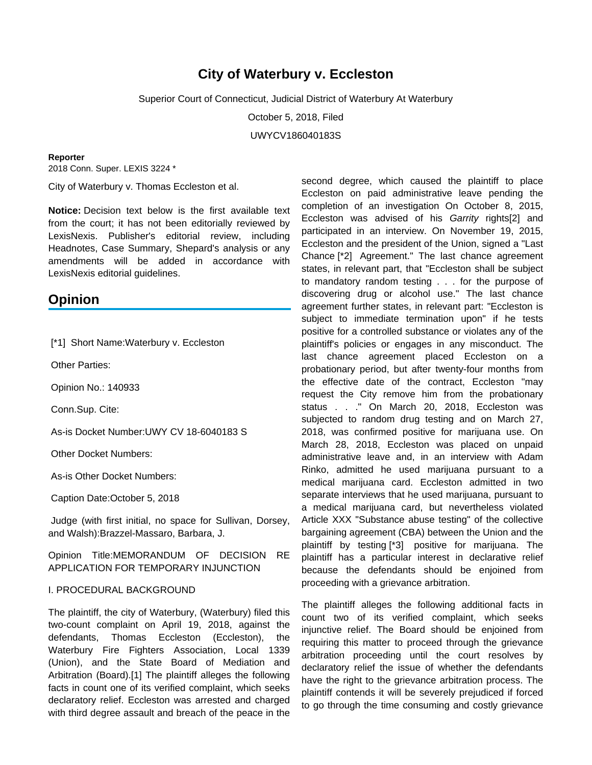# City of Waterbury v. Eccleston

Superior Court of Connecticut, Judicial District of Waterbury At Waterbury

October 5, 2018, Filed

UWYCV186040183S

**Reporter**

2018 Conn. Super. LEXIS 3224 *

City of Waterbury v. Thomas Eccleston et al.

**Notice:** Decision text below is the first available text from the court; it has not been editorially reviewed by LexisNexis. Publisher's editorial review, including Headnotes, Case Summary, Shepard's analysis or any amendments will be added in accordance with LexisNexis editorial guidelines.

## Opinion

[*1] Short Name:Waterbury v. Eccleston

Other Parties:

Opinion No.: 140933

Conn.Sup. Cite:

As-is Docket Number:UWY CV 18-6040183 S

Other Docket Numbers:

As-is Other Docket Numbers:

Caption Date:October 5, 2018

Judge (with first initial, no space for Sullivan, Dorsey, and Walsh):Brazzel-Massaro, Barbara, J.

Opinion Title:MEMORANDUM OF DECISION RE APPLICATION FOR TEMPORARY INJUNCTION

I. PROCEDURAL BACKGROUND

The plaintiff, the city of Waterbury, (Waterbury) filed this two-count complaint on April 19, 2018, against the defendants, Thomas Eccleston (Eccleston), the Waterbury Fire Fighters Association, Local 1339 (Union), and the State Board of Mediation and Arbitration (Board).[1] The plaintiff alleges the following facts in count one of its verified complaint, which seeks declaratory relief. Eccleston was arrested and charged with third degree assault and breach of the peace in the second degree, which caused the plaintiff to place Eccleston on paid administrative leave pending the completion of an investigation On October 8, 2015, Eccleston was advised of his *Garrity* rights[2] and participated in an interview. On November 19, 2015, Eccleston and the president of the Union, signed a "Last Chance [*2] Agreement." The last chance agreement states, in relevant part, that "Eccleston shall be subject to mandatory random testing . . . for the purpose of discovering drug or alcohol use." The last chance agreement further states, in relevant part: "Eccleston is subject to immediate termination upon" if he tests positive for a controlled substance or violates any of the plaintiff's policies or engages in any misconduct. The last chance agreement placed Eccleston on a probationary period, but after twenty-four months from the effective date of the contract, Eccleston "may request the City remove him from the probationary status . . ." On March 20, 2018, Eccleston was subjected to random drug testing and on March 27, 2018, was confirmed positive for marijuana use. On March 28, 2018, Eccleston was placed on unpaid administrative leave and, in an interview with Adam Rinko, admitted he used marijuana pursuant to a medical marijuana card. Eccleston admitted in two separate interviews that he used marijuana, pursuant to a medical marijuana card, but nevertheless violated Article XXX "Substance abuse testing" of the collective bargaining agreement (CBA) between the Union and the plaintiff by testing [*3] positive for marijuana. The plaintiff has a particular interest in declarative relief because the defendants should be enjoined from proceeding with a grievance arbitration.

The plaintiff alleges the following additional facts in count two of its verified complaint, which seeks injunctive relief. The Board should be enjoined from requiring this matter to proceed through the grievance arbitration proceeding until the court resolves by declaratory relief the issue of whether the defendants have the right to the grievance arbitration process. The plaintiff contends it will be severely prejudiced if forced to go through the time consuming and costly grievance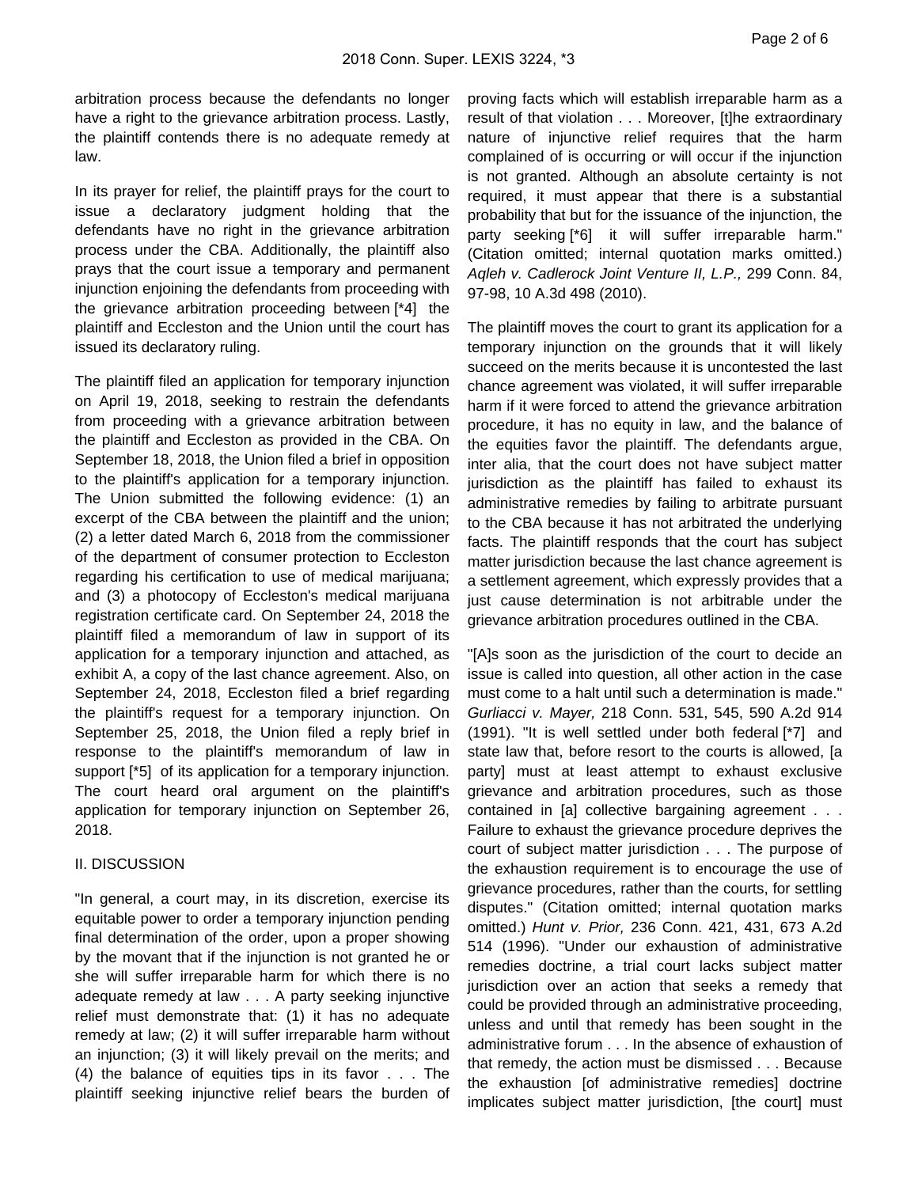arbitration process because the defendants no longer have a right to the grievance arbitration process. Lastly, the plaintiff contends there is no adequate remedy at law.

In its prayer for relief, the plaintiff prays for the court to issue a declaratory judgment holding that the defendants have no right in the grievance arbitration process under the CBA. Additionally, the plaintiff also prays that the court issue a temporary and permanent injunction enjoining the defendants from proceeding with the grievance arbitration proceeding between [*4] the plaintiff and Eccleston and the Union until the court has issued its declaratory ruling.

The plaintiff filed an application for temporary injunction on April 19, 2018, seeking to restrain the defendants from proceeding with a grievance arbitration between the plaintiff and Eccleston as provided in the CBA. On September 18, 2018, the Union filed a brief in opposition to the plaintiff's application for a temporary injunction. The Union submitted the following evidence: (1) an excerpt of the CBA between the plaintiff and the union; (2) a letter dated March 6, 2018 from the commissioner of the department of consumer protection to Eccleston regarding his certification to use of medical marijuana; and (3) a photocopy of Eccleston's medical marijuana registration certificate card. On September 24, 2018 the plaintiff filed a memorandum of law in support of its application for a temporary injunction and attached, as exhibit A, a copy of the last chance agreement. Also, on September 24, 2018, Eccleston filed a brief regarding the plaintiff's request for a temporary injunction. On September 25, 2018, the Union filed a reply brief in response to the plaintiff's memorandum of law in support [*5] of its application for a temporary injunction. The court heard oral argument on the plaintiff's application for temporary injunction on September 26, 2018.

## II. DISCUSSION

"In general, a court may, in its discretion, exercise its equitable power to order a temporary injunction pending final determination of the order, upon a proper showing by the movant that if the injunction is not granted he or she will suffer irreparable harm for which there is no adequate remedy at law . . . A party seeking injunctive relief must demonstrate that: (1) it has no adequate remedy at law; (2) it will suffer irreparable harm without an injunction; (3) it will likely prevail on the merits; and (4) the balance of equities tips in its favor . . . The plaintiff seeking injunctive relief bears the burden of proving facts which will establish irreparable harm as a result of that violation . . . Moreover, [t]he extraordinary nature of injunctive relief requires that the harm complained of is occurring or will occur if the injunction is not granted. Although an absolute certainty is not required, it must appear that there is a substantial probability that but for the issuance of the injunction, the party seeking [*6] it will suffer irreparable harm." (Citation omitted; internal quotation marks omitted.) *Aqleh v. Cadlerock Joint Venture II, L.P.,* 299 Conn. 84, 97-98, 10 A.3d 498 (2010).

The plaintiff moves the court to grant its application for a temporary injunction on the grounds that it will likely succeed on the merits because it is uncontested the last chance agreement was violated, it will suffer irreparable harm if it were forced to attend the grievance arbitration procedure, it has no equity in law, and the balance of the equities favor the plaintiff. The defendants argue, inter alia, that the court does not have subject matter jurisdiction as the plaintiff has failed to exhaust its administrative remedies by failing to arbitrate pursuant to the CBA because it has not arbitrated the underlying facts. The plaintiff responds that the court has subject matter jurisdiction because the last chance agreement is a settlement agreement, which expressly provides that a just cause determination is not arbitrable under the grievance arbitration procedures outlined in the CBA.

"[A]s soon as the jurisdiction of the court to decide an issue is called into question, all other action in the case must come to a halt until such a determination is made." *Gurliacci v. Mayer,* 218 Conn. 531, 545, 590 A.2d 914 (1991). "It is well settled under both federal [*7] and state law that, before resort to the courts is allowed, [a party] must at least attempt to exhaust exclusive grievance and arbitration procedures, such as those contained in [a] collective bargaining agreement . . . Failure to exhaust the grievance procedure deprives the court of subject matter jurisdiction . . . The purpose of the exhaustion requirement is to encourage the use of grievance procedures, rather than the courts, for settling disputes." (Citation omitted; internal quotation marks omitted.) *Hunt v. Prior,* 236 Conn. 421, 431, 673 A.2d 514 (1996). "Under our exhaustion of administrative remedies doctrine, a trial court lacks subject matter jurisdiction over an action that seeks a remedy that could be provided through an administrative proceeding, unless and until that remedy has been sought in the administrative forum . . . In the absence of exhaustion of that remedy, the action must be dismissed . . . Because the exhaustion [of administrative remedies] doctrine implicates subject matter jurisdiction, [the court] must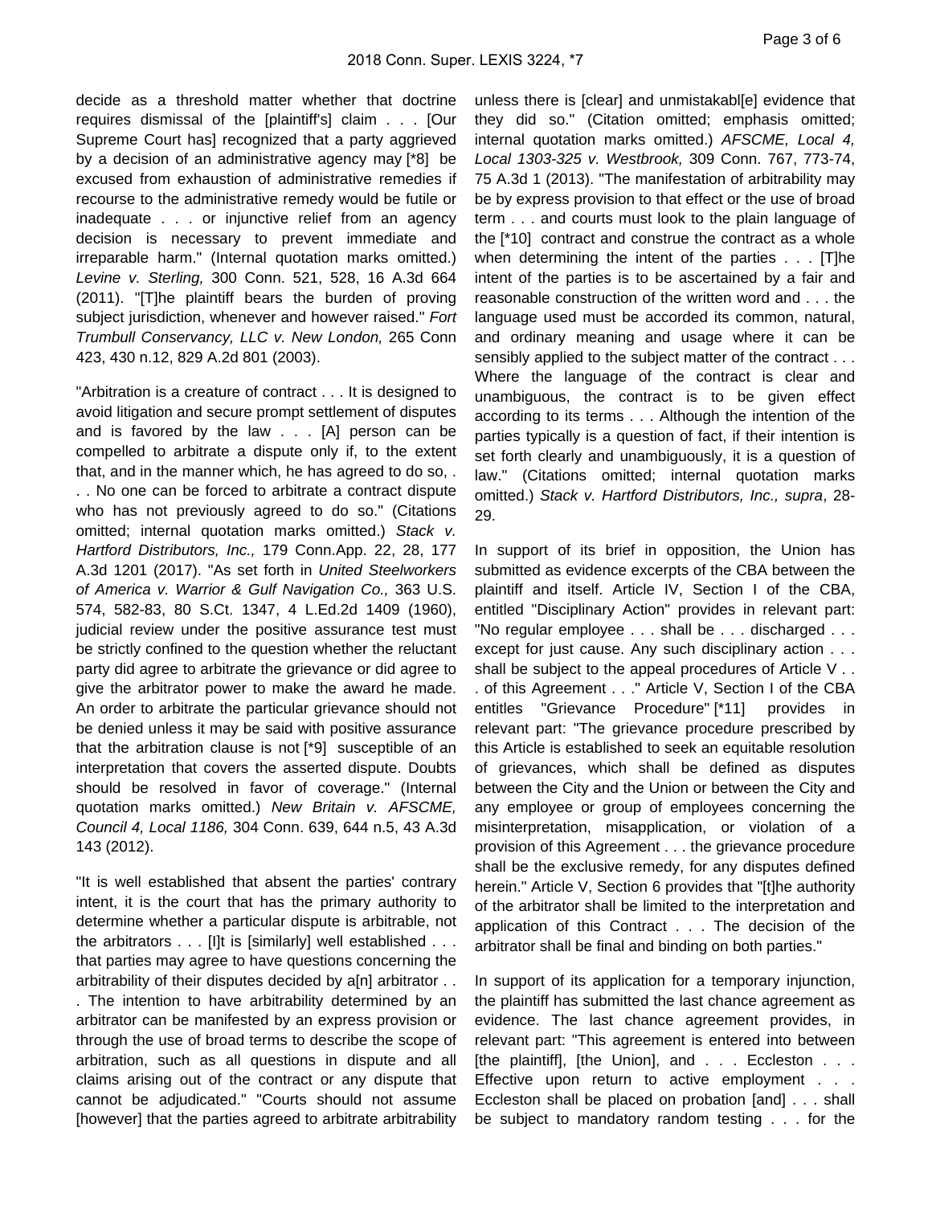decide as a threshold matter whether that doctrine requires dismissal of the [plaintiff's] claim . . . [Our Supreme Court has] recognized that a party aggrieved by a decision of an administrative agency may [*8] be excused from exhaustion of administrative remedies if recourse to the administrative remedy would be futile or inadequate . . . or injunctive relief from an agency decision is necessary to prevent immediate and irreparable harm." (Internal quotation marks omitted.) *Levine v. Sterling,* 300 Conn. 521, 528, 16 A.3d 664 (2011). "[T]he plaintiff bears the burden of proving subject jurisdiction, whenever and however raised." *Fort Trumbull Conservancy, LLC v. New London,* 265 Conn 423, 430 n.12, 829 A.2d 801 (2003).

"Arbitration is a creature of contract . . . It is designed to avoid litigation and secure prompt settlement of disputes and is favored by the law . . . [A] person can be compelled to arbitrate a dispute only if, to the extent that, and in the manner which, he has agreed to do so, . . . No one can be forced to arbitrate a contract dispute who has not previously agreed to do so." (Citations omitted; internal quotation marks omitted.) *Stack v. Hartford Distributors, Inc.,* 179 Conn.App. 22, 28, 177 A.3d 1201 (2017). "As set forth in *United Steelworkers of America v. Warrior & Gulf Navigation Co.,* 363 U.S. 574, 582-83, 80 S.Ct. 1347, 4 L.Ed.2d 1409 (1960), judicial review under the positive assurance test must be strictly confined to the question whether the reluctant party did agree to arbitrate the grievance or did agree to give the arbitrator power to make the award he made. An order to arbitrate the particular grievance should not be denied unless it may be said with positive assurance that the arbitration clause is not [*9] susceptible of an interpretation that covers the asserted dispute. Doubts should be resolved in favor of coverage." (Internal quotation marks omitted.) *New Britain v. AFSCME, Council 4, Local 1186,* 304 Conn. 639, 644 n.5, 43 A.3d 143 (2012).

"It is well established that absent the parties' contrary intent, it is the court that has the primary authority to determine whether a particular dispute is arbitrable, not the arbitrators . . . [I]t is [similarly] well established . . . that parties may agree to have questions concerning the arbitrability of their disputes decided by a[n] arbitrator . . . The intention to have arbitrability determined by an arbitrator can be manifested by an express provision or through the use of broad terms to describe the scope of arbitration, such as all questions in dispute and all claims arising out of the contract or any dispute that cannot be adjudicated." "Courts should not assume [however] that the parties agreed to arbitrate arbitrability unless there is [clear] and unmistakabl[e] evidence that they did so." (Citation omitted; emphasis omitted; internal quotation marks omitted.) *AFSCME, Local 4, Local 1303-325 v. Westbrook,* 309 Conn. 767, 773-74, 75 A.3d 1 (2013). "The manifestation of arbitrability may be by express provision to that effect or the use of broad term . . . and courts must look to the plain language of the [*10] contract and construe the contract as a whole when determining the intent of the parties . . . [T]he intent of the parties is to be ascertained by a fair and reasonable construction of the written word and . . . the language used must be accorded its common, natural, and ordinary meaning and usage where it can be sensibly applied to the subject matter of the contract . . . Where the language of the contract is clear and unambiguous, the contract is to be given effect according to its terms . . . Although the intention of the parties typically is a question of fact, if their intention is set forth clearly and unambiguously, it is a question of law." (Citations omitted; internal quotation marks omitted.) *Stack v. Hartford Distributors, Inc., supra*, 28-29.

In support of its brief in opposition, the Union has submitted as evidence excerpts of the CBA between the plaintiff and itself. Article IV, Section I of the CBA, entitled "Disciplinary Action" provides in relevant part: "No regular employee . . . shall be . . . discharged . . . except for just cause. Any such disciplinary action . . . shall be subject to the appeal procedures of Article V . . . of this Agreement . . ." Article V, Section I of the CBA entitles "Grievance Procedure" [*11] provides in relevant part: "The grievance procedure prescribed by this Article is established to seek an equitable resolution of grievances, which shall be defined as disputes between the City and the Union or between the City and any employee or group of employees concerning the misinterpretation, misapplication, or violation of a provision of this Agreement . . . the grievance procedure shall be the exclusive remedy, for any disputes defined herein." Article V, Section 6 provides that "[t]he authority of the arbitrator shall be limited to the interpretation and application of this Contract . . . The decision of the arbitrator shall be final and binding on both parties."

In support of its application for a temporary injunction, the plaintiff has submitted the last chance agreement as evidence. The last chance agreement provides, in relevant part: "This agreement is entered into between [the plaintiff], [the Union], and . . . Eccleston . . . Effective upon return to active employment . . . Eccleston shall be placed on probation [and] . . . shall be subject to mandatory random testing . . . for the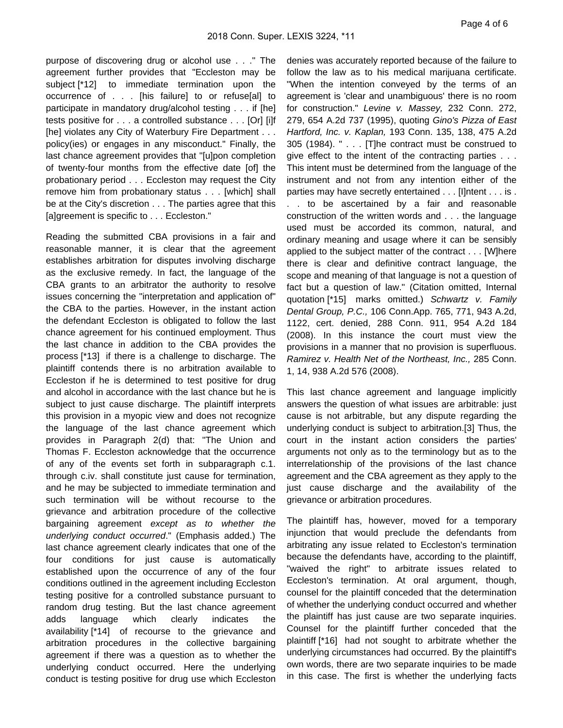purpose of discovering drug or alcohol use . . ." The agreement further provides that "Eccleston may be subject [*12] to immediate termination upon the occurrence of . . . [his failure] to or refuse[al] to participate in mandatory drug/alcohol testing . . . if [he] tests positive for . . . a controlled substance . . . [Or] [i]f [he] violates any City of Waterbury Fire Department . . . policy(ies) or engages in any misconduct." Finally, the last chance agreement provides that "[u]pon completion of twenty-four months from the effective date [of] the probationary period . . . Eccleston may request the City remove him from probationary status . . . [which] shall be at the City's discretion . . . The parties agree that this [a]greement is specific to . . . Eccleston."

Reading the submitted CBA provisions in a fair and reasonable manner, it is clear that the agreement establishes arbitration for disputes involving discharge as the exclusive remedy. In fact, the language of the CBA grants to an arbitrator the authority to resolve issues concerning the "interpretation and application of" the CBA to the parties. However, in the instant action the defendant Eccleston is obligated to follow the last chance agreement for his continued employment. Thus the last chance in addition to the CBA provides the process [*13] if there is a challenge to discharge. The plaintiff contends there is no arbitration available to Eccleston if he is determined to test positive for drug and alcohol in accordance with the last chance but he is subject to just cause discharge. The plaintiff interprets this provision in a myopic view and does not recognize the language of the last chance agreement which provides in Paragraph 2(d) that: "The Union and Thomas F. Eccleston acknowledge that the occurrence of any of the events set forth in subparagraph c.1. through c.iv. shall constitute just cause for termination, and he may be subjected to immediate termination and such termination will be without recourse to the grievance and arbitration procedure of the collective bargaining agreement *except as to whether the underlying conduct occurred*." (Emphasis added.) The last chance agreement clearly indicates that one of the four conditions for just cause is automatically established upon the occurrence of any of the four conditions outlined in the agreement including Eccleston testing positive for a controlled substance pursuant to random drug testing. But the last chance agreement adds language which clearly indicates the availability [*14] of recourse to the grievance and arbitration procedures in the collective bargaining agreement if there was a question as to whether the underlying conduct occurred. Here the underlying conduct is testing positive for drug use which Eccleston denies was accurately reported because of the failure to follow the law as to his medical marijuana certificate. "When the intention conveyed by the terms of an agreement is 'clear and unambiguous' there is no room for construction." *Levine v. Massey,* 232 Conn. 272, 279, 654 A.2d 737 (1995), quoting *Gino's Pizza of East Hartford, Inc. v. Kaplan,* 193 Conn. 135, 138, 475 A.2d 305 (1984). " . . . [T]he contract must be construed to give effect to the intent of the contracting parties . . . This intent must be determined from the language of the instrument and not from any intention either of the parties may have secretly entertained . . . [I]ntent . . . is . . . to be ascertained by a fair and reasonable construction of the written words and . . . the language used must be accorded its common, natural, and ordinary meaning and usage where it can be sensibly applied to the subject matter of the contract . . . [W]here there is clear and definitive contract language, the scope and meaning of that language is not a question of fact but a question of law." (Citation omitted, Internal quotation [*15] marks omitted.) *Schwartz v. Family Dental Group, P.C.,* 106 Conn.App. 765, 771, 943 A.2d, 1122, cert. denied, 288 Conn. 911, 954 A.2d 184 (2008). In this instance the court must view the provisions in a manner that no provision is superfluous. *Ramirez v. Health Net of the Northeast, Inc.,* 285 Conn. 1, 14, 938 A.2d 576 (2008).

This last chance agreement and language implicitly answers the question of what issues are arbitrable: just cause is not arbitrable, but any dispute regarding the underlying conduct is subject to arbitration.[3] Thus, the court in the instant action considers the parties' arguments not only as to the terminology but as to the interrelationship of the provisions of the last chance agreement and the CBA agreement as they apply to the just cause discharge and the availability of the grievance or arbitration procedures.

The plaintiff has, however, moved for a temporary injunction that would preclude the defendants from arbitrating any issue related to Eccleston's termination because the defendants have, according to the plaintiff, "waived the right" to arbitrate issues related to Eccleston's termination. At oral argument, though, counsel for the plaintiff conceded that the determination of whether the underlying conduct occurred and whether the plaintiff has just cause are two separate inquiries. Counsel for the plaintiff further conceded that the plaintiff [*16] had not sought to arbitrate whether the underlying circumstances had occurred. By the plaintiff's own words, there are two separate inquiries to be made in this case. The first is whether the underlying facts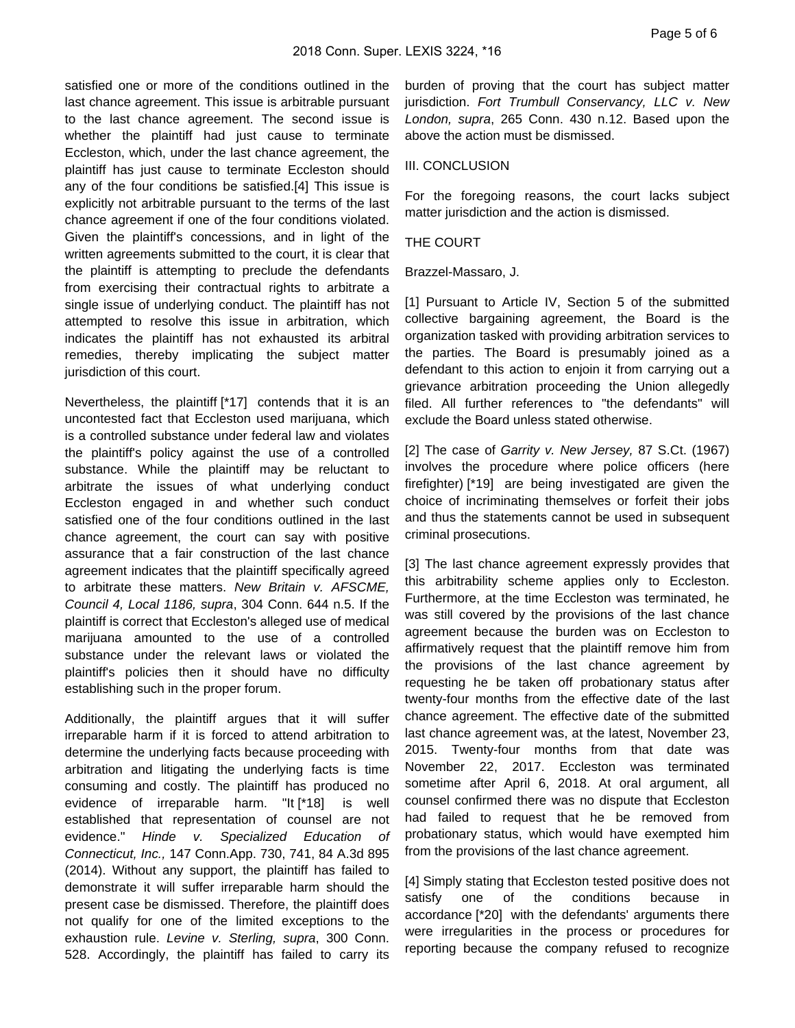satisfied one or more of the conditions outlined in the last chance agreement. This issue is arbitrable pursuant to the last chance agreement. The second issue is whether the plaintiff had just cause to terminate Eccleston, which, under the last chance agreement, the plaintiff has just cause to terminate Eccleston should any of the four conditions be satisfied.[4] This issue is explicitly not arbitrable pursuant to the terms of the last chance agreement if one of the four conditions violated. Given the plaintiff's concessions, and in light of the written agreements submitted to the court, it is clear that the plaintiff is attempting to preclude the defendants from exercising their contractual rights to arbitrate a single issue of underlying conduct. The plaintiff has not attempted to resolve this issue in arbitration, which indicates the plaintiff has not exhausted its arbitral remedies, thereby implicating the subject matter jurisdiction of this court.

Nevertheless, the plaintiff [*17] contends that it is an uncontested fact that Eccleston used marijuana, which is a controlled substance under federal law and violates the plaintiff's policy against the use of a controlled substance. While the plaintiff may be reluctant to arbitrate the issues of what underlying conduct Eccleston engaged in and whether such conduct satisfied one of the four conditions outlined in the last chance agreement, the court can say with positive assurance that a fair construction of the last chance agreement indicates that the plaintiff specifically agreed to arbitrate these matters. *New Britain v. AFSCME, Council 4, Local 1186, supra*, 304 Conn. 644 n.5. If the plaintiff is correct that Eccleston's alleged use of medical marijuana amounted to the use of a controlled substance under the relevant laws or violated the plaintiff's policies then it should have no difficulty establishing such in the proper forum.

Additionally, the plaintiff argues that it will suffer irreparable harm if it is forced to attend arbitration to determine the underlying facts because proceeding with arbitration and litigating the underlying facts is time consuming and costly. The plaintiff has produced no evidence of irreparable harm. "It [*18] is well established that representation of counsel are not evidence." *Hinde v. Specialized Education of Connecticut, Inc.,* 147 Conn.App. 730, 741, 84 A.3d 895 (2014). Without any support, the plaintiff has failed to demonstrate it will suffer irreparable harm should the present case be dismissed. Therefore, the plaintiff does not qualify for one of the limited exceptions to the exhaustion rule. *Levine v. Sterling, supra*, 300 Conn. 528. Accordingly, the plaintiff has failed to carry its burden of proving that the court has subject matter jurisdiction. *Fort Trumbull Conservancy, LLC v. New London, supra*, 265 Conn. 430 n.12. Based upon the above the action must be dismissed.

III. CONCLUSION

For the foregoing reasons, the court lacks subject matter jurisdiction and the action is dismissed.

THE COURT

Brazzel-Massaro, J.

[1] Pursuant to Article IV, Section 5 of the submitted collective bargaining agreement, the Board is the organization tasked with providing arbitration services to the parties. The Board is presumably joined as a defendant to this action to enjoin it from carrying out a grievance arbitration proceeding the Union allegedly filed. All further references to "the defendants" will exclude the Board unless stated otherwise.

[2] The case of *Garrity v. New Jersey,* 87 S.Ct. (1967) involves the procedure where police officers (here firefighter) [*19] are being investigated are given the choice of incriminating themselves or forfeit their jobs and thus the statements cannot be used in subsequent criminal prosecutions.

[3] The last chance agreement expressly provides that this arbitrability scheme applies only to Eccleston. Furthermore, at the time Eccleston was terminated, he was still covered by the provisions of the last chance agreement because the burden was on Eccleston to affirmatively request that the plaintiff remove him from the provisions of the last chance agreement by requesting he be taken off probationary status after twenty-four months from the effective date of the last chance agreement. The effective date of the submitted last chance agreement was, at the latest, November 23, 2015. Twenty-four months from that date was November 22, 2017. Eccleston was terminated sometime after April 6, 2018. At oral argument, all counsel confirmed there was no dispute that Eccleston had failed to request that he be removed from probationary status, which would have exempted him from the provisions of the last chance agreement.

[4] Simply stating that Eccleston tested positive does not satisfy one of the conditions because in accordance [*20] with the defendants' arguments there were irregularities in the process or procedures for reporting because the company refused to recognize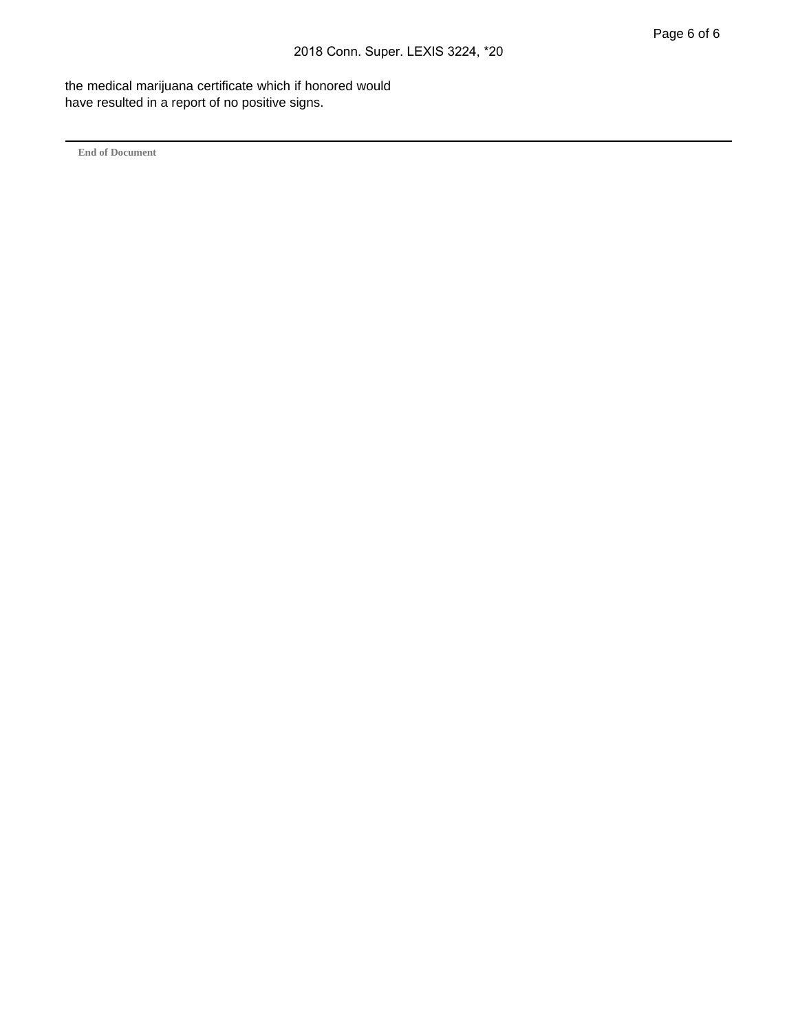the medical marijuana certificate which if honored would have resulted in a report of no positive signs.

---

**End of Document**